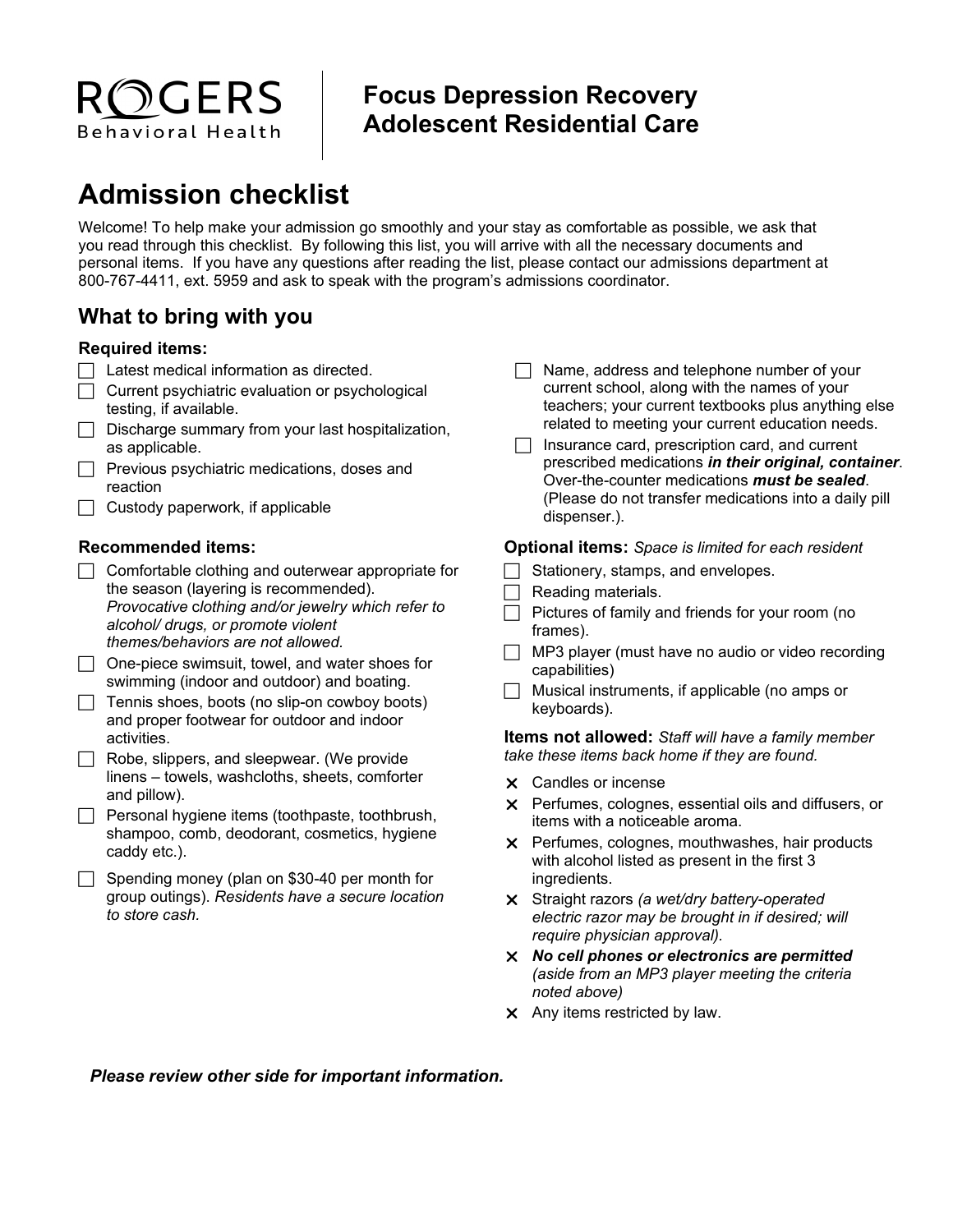# ROGERS Behavioral Health

## Focus Depression Recovery Adolescent Residential Care

# Admission checklist

Welcome! To help make your admission go smoothly and your stay as comfortable as possible, we ask that you read through this checklist. By following this list, you will arrive with all the necessary documents and personal items. If you have any questions after reading the list, please contact our admissions department at 800-767-4411, ext. 5959 and ask to speak with the program's admissions coordinator.

## What to bring with you

### Required items:

- ☐ Latest medical information as directed.
- ☐ Current psychiatric evaluation or psychological testing, if available.
- ☐ Discharge summary from your last hospitalization, as applicable.
- ☐ Previous psychiatric medications, doses and reaction
- ☐ Custody paperwork, if applicable
- ☐ Name, address and telephone number of your current school, along with the names of your teachers; your current textbooks plus anything else related to meeting your current education needs.
- ☐ Insurance card, prescription card, and current prescribed medications ***in their original, container***. Over-the-counter medications ***must be sealed***. (Please do not transfer medications into a daily pill dispenser.).

### Recommended items:

- ☐ Comfortable clothing and outerwear appropriate for the season (layering is recommended). *Provocative clothing and/or jewelry which refer to alcohol/ drugs, or promote violent themes/behaviors are not allowed.*
- ☐ One-piece swimsuit, towel, and water shoes for swimming (indoor and outdoor) and boating.
- ☐ Tennis shoes, boots (no slip-on cowboy boots) and proper footwear for outdoor and indoor activities.
- ☐ Robe, slippers, and sleepwear. (We provide linens – towels, washcloths, sheets, comforter and pillow).
- ☐ Personal hygiene items (toothpaste, toothbrush, shampoo, comb, deodorant, cosmetics, hygiene caddy etc.).
- ☐ Spending money (plan on $30-40 per month for group outings). *Residents have a secure location to store cash.*

### Optional items: *Space is limited for each resident*

- ☐ Stationery, stamps, and envelopes.
- ☐ Reading materials.
- ☐ Pictures of family and friends for your room (no frames).
- ☐ MP3 player (must have no audio or video recording capabilities)
- ☐ Musical instruments, if applicable (no amps or keyboards).

### Items not allowed: *Staff will have a family member take these items back home if they are found.*

- ✕ Candles or incense
- ✕ Perfumes, colognes, essential oils and diffusers, or items with a noticeable aroma.
- ✕ Perfumes, colognes, mouthwashes, hair products with alcohol listed as present in the first 3 ingredients.
- ✕ Straight razors *(a wet/dry battery-operated electric razor may be brought in if desired; will require physician approval).*
- ✕ ***No cell phones or electronics are permitted*** *(aside from an MP3 player meeting the criteria noted above)*
- ✕ Any items restricted by law.

***Please review other side for important information.***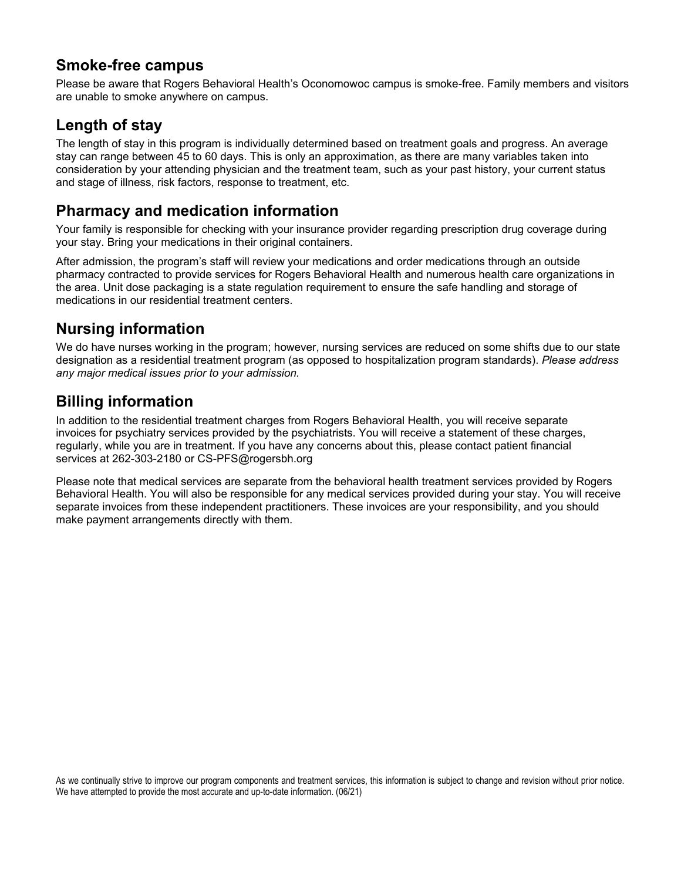## Smoke-free campus

Please be aware that Rogers Behavioral Health's Oconomowoc campus is smoke-free. Family members and visitors are unable to smoke anywhere on campus.

## Length of stay

The length of stay in this program is individually determined based on treatment goals and progress. An average stay can range between 45 to 60 days. This is only an approximation, as there are many variables taken into consideration by your attending physician and the treatment team, such as your past history, your current status and stage of illness, risk factors, response to treatment, etc.

## Pharmacy and medication information

Your family is responsible for checking with your insurance provider regarding prescription drug coverage during your stay. Bring your medications in their original containers.

After admission, the program's staff will review your medications and order medications through an outside pharmacy contracted to provide services for Rogers Behavioral Health and numerous health care organizations in the area. Unit dose packaging is a state regulation requirement to ensure the safe handling and storage of medications in our residential treatment centers.

## Nursing information

We do have nurses working in the program; however, nursing services are reduced on some shifts due to our state designation as a residential treatment program (as opposed to hospitalization program standards). *Please address any major medical issues prior to your admission.*

## Billing information

In addition to the residential treatment charges from Rogers Behavioral Health, you will receive separate invoices for psychiatry services provided by the psychiatrists. You will receive a statement of these charges, regularly, while you are in treatment. If you have any concerns about this, please contact patient financial services at 262-303-2180 or CS-PFS@rogersbh.org

Please note that medical services are separate from the behavioral health treatment services provided by Rogers Behavioral Health. You will also be responsible for any medical services provided during your stay. You will receive separate invoices from these independent practitioners. These invoices are your responsibility, and you should make payment arrangements directly with them.

As we continually strive to improve our program components and treatment services, this information is subject to change and revision without prior notice. We have attempted to provide the most accurate and up-to-date information. (06/21)